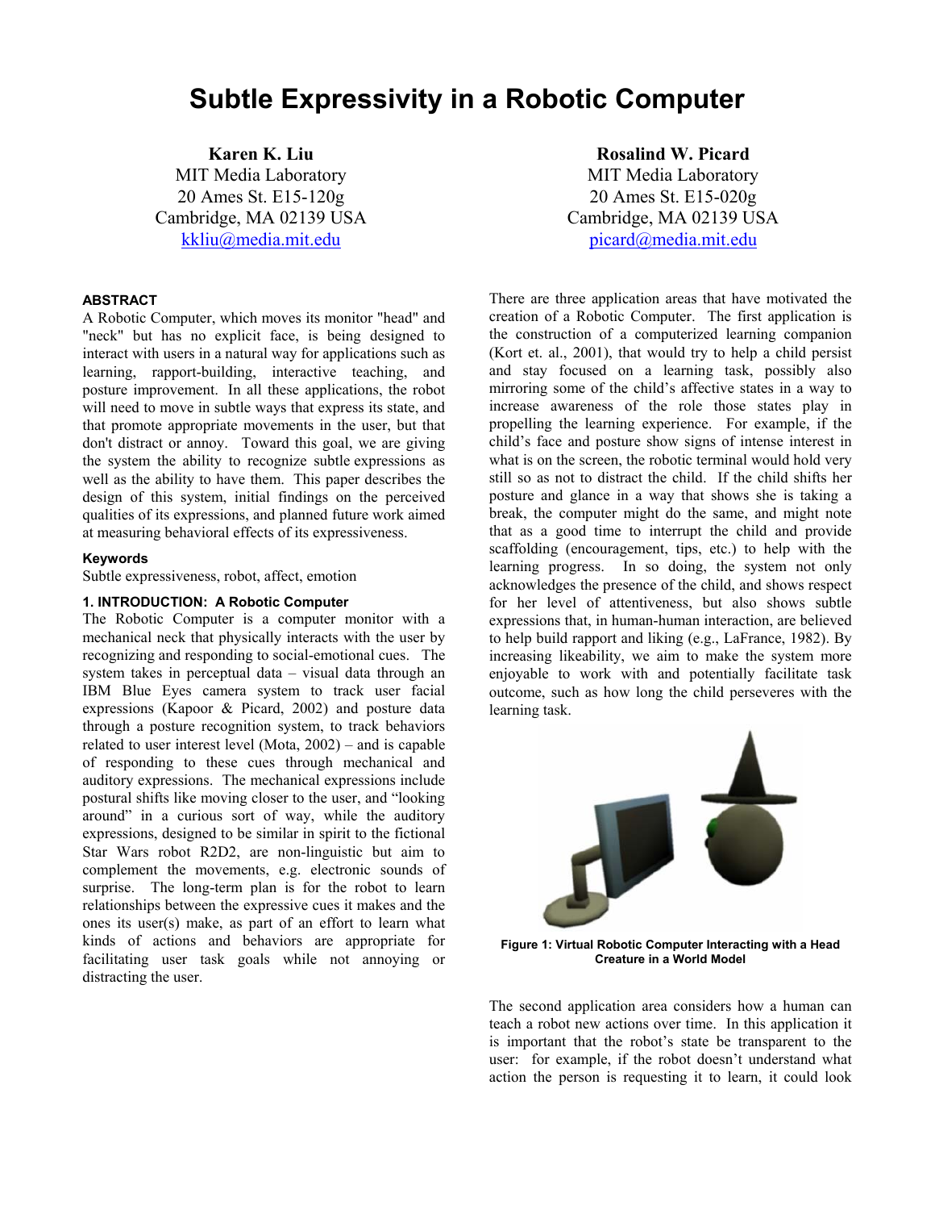# Subtle Expressivity in a Robotic Computer

**Karen K. Liu**
MIT Media Laboratory
20 Ames St. E15-120g
Cambridge, MA 02139 USA
kkliu@media.mit.edu

**Rosalind W. Picard**
MIT Media Laboratory
20 Ames St. E15-020g
Cambridge, MA 02139 USA
picard@media.mit.edu

### ABSTRACT

A Robotic Computer, which moves its monitor "head" and "neck" but has no explicit face, is being designed to interact with users in a natural way for applications such as learning, rapport-building, interactive teaching, and posture improvement. In all these applications, the robot will need to move in subtle ways that express its state, and that promote appropriate movements in the user, but that don't distract or annoy. Toward this goal, we are giving the system the ability to recognize subtle expressions as well as the ability to have them. This paper describes the design of this system, initial findings on the perceived qualities of its expressions, and planned future work aimed at measuring behavioral effects of its expressiveness.

### Keywords

Subtle expressiveness, robot, affect, emotion

### 1. INTRODUCTION: A Robotic Computer

The Robotic Computer is a computer monitor with a mechanical neck that physically interacts with the user by recognizing and responding to social-emotional cues. The system takes in perceptual data – visual data through an IBM Blue Eyes camera system to track user facial expressions (Kapoor & Picard, 2002) and posture data through a posture recognition system, to track behaviors related to user interest level (Mota, 2002) – and is capable of responding to these cues through mechanical and auditory expressions. The mechanical expressions include postural shifts like moving closer to the user, and "looking around" in a curious sort of way, while the auditory expressions, designed to be similar in spirit to the fictional Star Wars robot R2D2, are non-linguistic but aim to complement the movements, e.g. electronic sounds of surprise. The long-term plan is for the robot to learn relationships between the expressive cues it makes and the ones its user(s) make, as part of an effort to learn what kinds of actions and behaviors are appropriate for facilitating user task goals while not annoying or distracting the user.

There are three application areas that have motivated the creation of a Robotic Computer. The first application is the construction of a computerized learning companion (Kort et. al., 2001), that would try to help a child persist and stay focused on a learning task, possibly also mirroring some of the child's affective states in a way to increase awareness of the role those states play in propelling the learning experience. For example, if the child's face and posture show signs of intense interest in what is on the screen, the robotic terminal would hold very still so as not to distract the child. If the child shifts her posture and glance in a way that shows she is taking a break, the computer might do the same, and might note that as a good time to interrupt the child and provide scaffolding (encouragement, tips, etc.) to help with the learning progress. In so doing, the system not only acknowledges the presence of the child, and shows respect for her level of attentiveness, but also shows subtle expressions that, in human-human interaction, are believed to help build rapport and liking (e.g., LaFrance, 1982). By increasing likeability, we aim to make the system more enjoyable to work with and potentially facilitate task outcome, such as how long the child perseveres with the learning task.

**Figure 1: Virtual Robotic Computer Interacting with a Head Creature in a World Model**

The second application area considers how a human can teach a robot new actions over time. In this application it is important that the robot's state be transparent to the user: for example, if the robot doesn't understand what action the person is requesting it to learn, it could look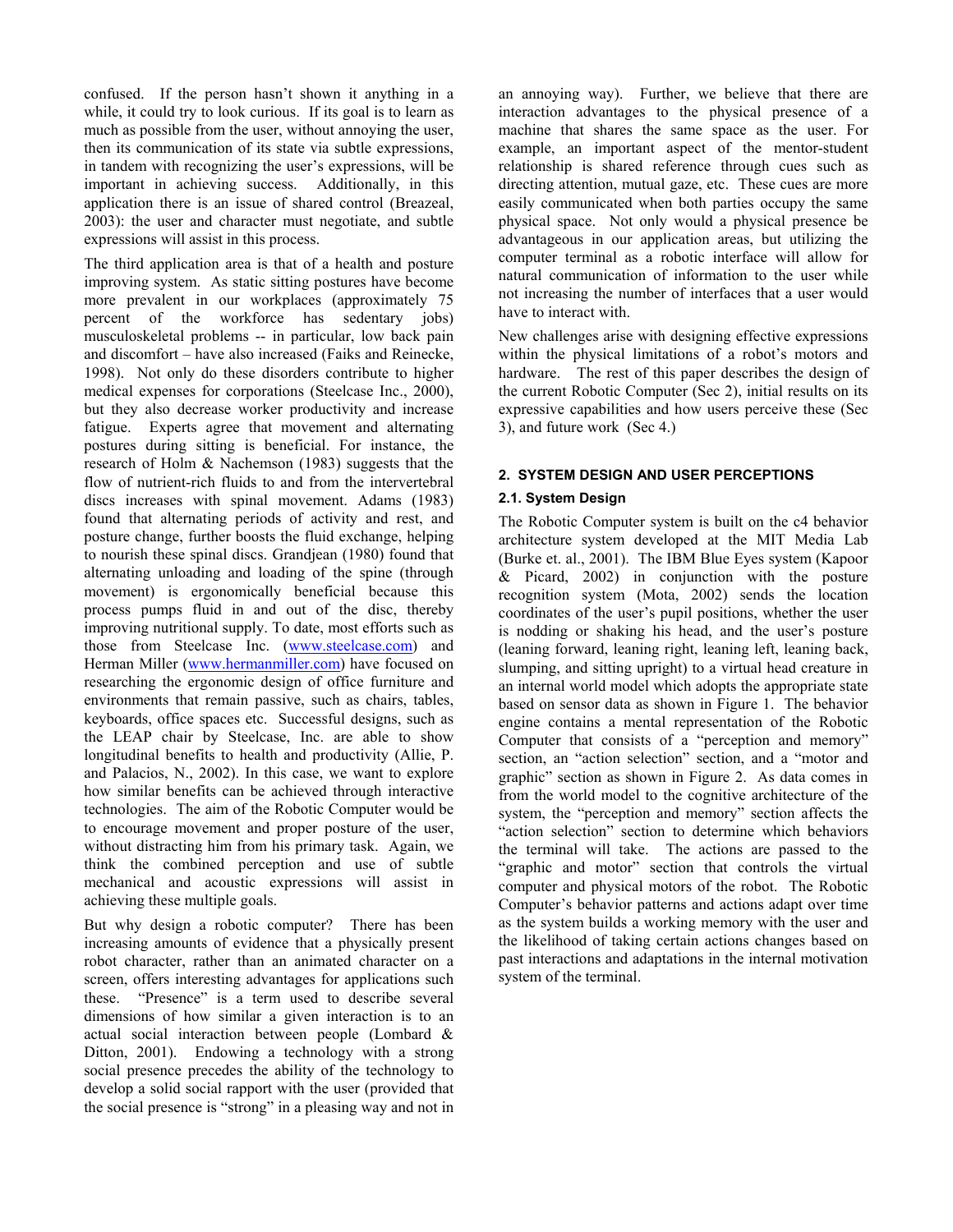confused. If the person hasn't shown it anything in a while, it could try to look curious. If its goal is to learn as much as possible from the user, without annoying the user, then its communication of its state via subtle expressions, in tandem with recognizing the user's expressions, will be important in achieving success. Additionally, in this application there is an issue of shared control (Breazeal, 2003): the user and character must negotiate, and subtle expressions will assist in this process.

The third application area is that of a health and posture improving system. As static sitting postures have become more prevalent in our workplaces (approximately 75 percent of the workforce has sedentary jobs) musculoskeletal problems -- in particular, low back pain and discomfort – have also increased (Faiks and Reinecke, 1998). Not only do these disorders contribute to higher medical expenses for corporations (Steelcase Inc., 2000), but they also decrease worker productivity and increase fatigue. Experts agree that movement and alternating postures during sitting is beneficial. For instance, the research of Holm & Nachemson (1983) suggests that the flow of nutrient-rich fluids to and from the intervertebral discs increases with spinal movement. Adams (1983) found that alternating periods of activity and rest, and posture change, further boosts the fluid exchange, helping to nourish these spinal discs. Grandjean (1980) found that alternating unloading and loading of the spine (through movement) is ergonomically beneficial because this process pumps fluid in and out of the disc, thereby improving nutritional supply. To date, most efforts such as those from Steelcase Inc. (www.steelcase.com) and Herman Miller (www.hermanmiller.com) have focused on researching the ergonomic design of office furniture and environments that remain passive, such as chairs, tables, keyboards, office spaces etc. Successful designs, such as the LEAP chair by Steelcase, Inc. are able to show longitudinal benefits to health and productivity (Allie, P. and Palacios, N., 2002). In this case, we want to explore how similar benefits can be achieved through interactive technologies. The aim of the Robotic Computer would be to encourage movement and proper posture of the user, without distracting him from his primary task. Again, we think the combined perception and use of subtle mechanical and acoustic expressions will assist in achieving these multiple goals.

But why design a robotic computer? There has been increasing amounts of evidence that a physically present robot character, rather than an animated character on a screen, offers interesting advantages for applications such these. "Presence" is a term used to describe several dimensions of how similar a given interaction is to an actual social interaction between people (Lombard & Ditton, 2001). Endowing a technology with a strong social presence precedes the ability of the technology to develop a solid social rapport with the user (provided that the social presence is "strong" in a pleasing way and not in an annoying way). Further, we believe that there are interaction advantages to the physical presence of a machine that shares the same space as the user. For example, an important aspect of the mentor-student relationship is shared reference through cues such as directing attention, mutual gaze, etc. These cues are more easily communicated when both parties occupy the same physical space. Not only would a physical presence be advantageous in our application areas, but utilizing the computer terminal as a robotic interface will allow for natural communication of information to the user while not increasing the number of interfaces that a user would have to interact with.

New challenges arise with designing effective expressions within the physical limitations of a robot's motors and hardware. The rest of this paper describes the design of the current Robotic Computer (Sec 2), initial results on its expressive capabilities and how users perceive these (Sec 3), and future work (Sec 4.)

## 2. SYSTEM DESIGN AND USER PERCEPTIONS

### 2.1. System Design

The Robotic Computer system is built on the c4 behavior architecture system developed at the MIT Media Lab (Burke et. al., 2001). The IBM Blue Eyes system (Kapoor & Picard, 2002) in conjunction with the posture recognition system (Mota, 2002) sends the location coordinates of the user's pupil positions, whether the user is nodding or shaking his head, and the user's posture (leaning forward, leaning right, leaning left, leaning back, slumping, and sitting upright) to a virtual head creature in an internal world model which adopts the appropriate state based on sensor data as shown in Figure 1. The behavior engine contains a mental representation of the Robotic Computer that consists of a "perception and memory" section, an "action selection" section, and a "motor and graphic" section as shown in Figure 2. As data comes in from the world model to the cognitive architecture of the system, the "perception and memory" section affects the "action selection" section to determine which behaviors the terminal will take. The actions are passed to the "graphic and motor" section that controls the virtual computer and physical motors of the robot. The Robotic Computer's behavior patterns and actions adapt over time as the system builds a working memory with the user and the likelihood of taking certain actions changes based on past interactions and adaptations in the internal motivation system of the terminal.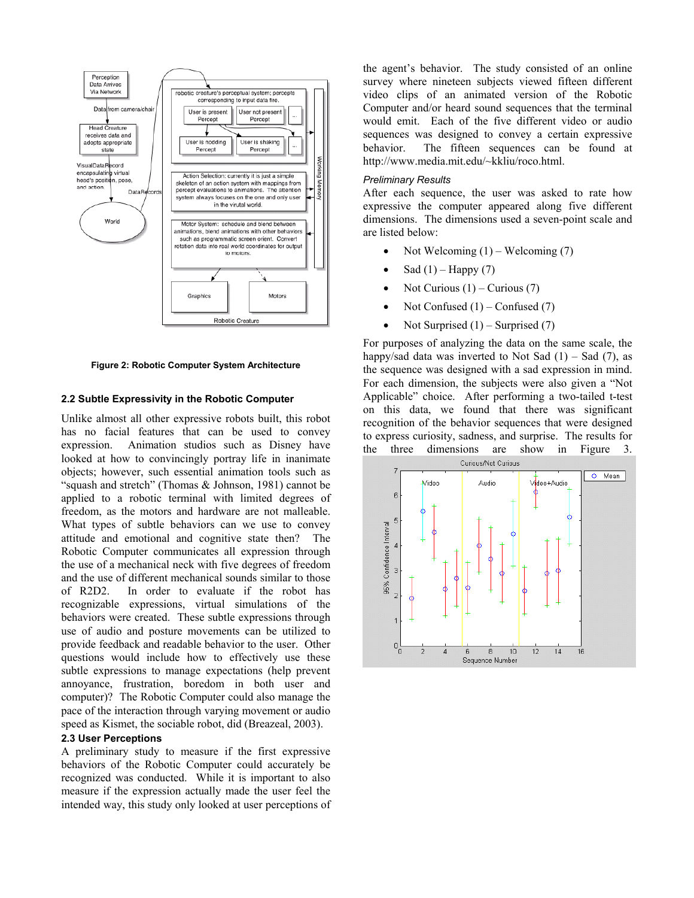Figure 2: Robotic Computer System Architecture

### 2.2 Subtle Expressivity in the Robotic Computer

Unlike almost all other expressive robots built, this robot has no facial features that can be used to convey expression. Animation studios such as Disney have looked at how to convincingly portray life in inanimate objects; however, such essential animation tools such as "squash and stretch" (Thomas & Johnson, 1981) cannot be applied to a robotic terminal with limited degrees of freedom, as the motors and hardware are not malleable. What types of subtle behaviors can we use to convey attitude and emotional and cognitive state then? The Robotic Computer communicates all expression through the use of a mechanical neck with five degrees of freedom and the use of different mechanical sounds similar to those of R2D2. In order to evaluate if the robot has recognizable expressions, virtual simulations of the behaviors were created. These subtle expressions through use of audio and posture movements can be utilized to provide feedback and readable behavior to the user. Other questions would include how to effectively use these subtle expressions to manage expectations (help prevent annoyance, frustration, boredom in both user and computer)? The Robotic Computer could also manage the pace of the interaction through varying movement or audio speed as Kismet, the sociable robot, did (Breazeal, 2003).

### 2.3 User Perceptions

A preliminary study to measure if the first expressive behaviors of the Robotic Computer could accurately be recognized was conducted. While it is important to also measure if the expression actually made the user feel the intended way, this study only looked at user perceptions of the agent's behavior. The study consisted of an online survey where nineteen subjects viewed fifteen different video clips of an animated version of the Robotic Computer and/or heard sound sequences that the terminal would emit. Each of the five different video or audio sequences was designed to convey a certain expressive behavior. The fifteen sequences can be found at http://www.media.mit.edu/~kkliu/roco.html.

*Preliminary Results*

After each sequence, the user was asked to rate how expressive the computer appeared along five different dimensions. The dimensions used a seven-point scale and are listed below:

- Not Welcoming (1) – Welcoming (7)
- Sad (1) – Happy (7)
- Not Curious (1) – Curious (7)
- Not Confused (1) – Confused (7)
- Not Surprised (1) – Surprised (7)

For purposes of analyzing the data on the same scale, the happy/sad data was inverted to Not Sad (1) – Sad (7), as the sequence was designed with a sad expression in mind. For each dimension, the subjects were also given a "Not Applicable" choice. After performing a two-tailed t-test on this data, we found that there was significant recognition of the behavior sequences that were designed to express curiosity, sadness, and surprise. The results for the three dimensions are show in Figure 3.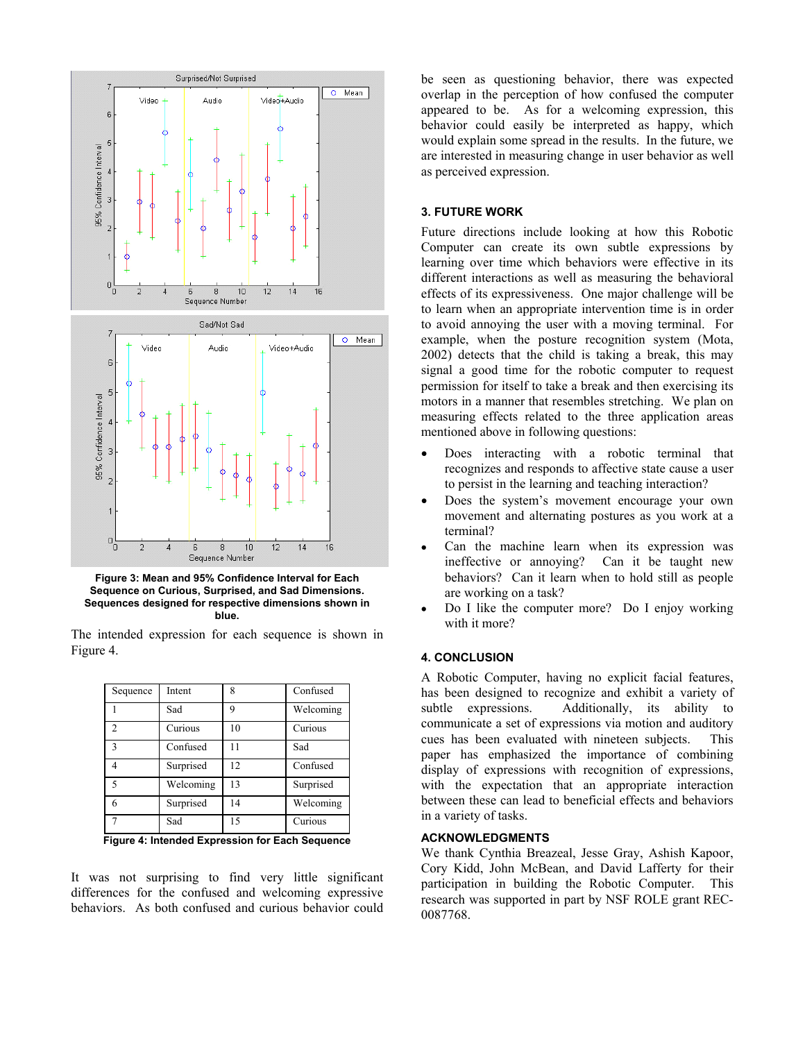**Figure 3: Mean and 95% Confidence Interval for Each Sequence on Curious, Surprised, and Sad Dimensions. Sequences designed for respective dimensions shown in blue.**

The intended expression for each sequence is shown in Figure 4.

| Sequence | Intent | Sequence | Intent |
|---|---|---|---|
| 1 | Sad | 8 | Confused |
| 2 | Curious | 9 | Welcoming |
| 3 | Confused | 10 | Curious |
| 4 | Surprised | 11 | Sad |
| 5 | Welcoming | 12 | Confused |
| 6 | Surprised | 13 | Surprised |
| 7 | Sad | 14 | Welcoming |
| | | 15 | Curious |

**Figure 4: Intended Expression for Each Sequence**

It was not surprising to find very little significant differences for the confused and welcoming expressive behaviors. As both confused and curious behavior could be seen as questioning behavior, there was expected overlap in the perception of how confused the computer appeared to be. As for a welcoming expression, this behavior could easily be interpreted as happy, which would explain some spread in the results. In the future, we are interested in measuring change in user behavior as well as perceived expression.

### 3. FUTURE WORK

Future directions include looking at how this Robotic Computer can create its own subtle expressions by learning over time which behaviors were effective in its different interactions as well as measuring the behavioral effects of its expressiveness. One major challenge will be to learn when an appropriate intervention time is in order to avoid annoying the user with a moving terminal. For example, when the posture recognition system (Mota, 2002) detects that the child is taking a break, this may signal a good time for the robotic computer to request permission for itself to take a break and then exercising its motors in a manner that resembles stretching. We plan on measuring effects related to the three application areas mentioned above in following questions:

- Does interacting with a robotic terminal that recognizes and responds to affective state cause a user to persist in the learning and teaching interaction?
- Does the system's movement encourage your own movement and alternating postures as you work at a terminal?
- Can the machine learn when its expression was ineffective or annoying? Can it be taught new behaviors? Can it learn when to hold still as people are working on a task?
- Do I like the computer more? Do I enjoy working with it more?

### 4. CONCLUSION

A Robotic Computer, having no explicit facial features, has been designed to recognize and exhibit a variety of subtle expressions. Additionally, its ability to communicate a set of expressions via motion and auditory cues has been evaluated with nineteen subjects. This paper has emphasized the importance of combining display of expressions with recognition of expressions, with the expectation that an appropriate interaction between these can lead to beneficial effects and behaviors in a variety of tasks.

### ACKNOWLEDGMENTS

We thank Cynthia Breazeal, Jesse Gray, Ashish Kapoor, Cory Kidd, John McBean, and David Lafferty for their participation in building the Robotic Computer. This research was supported in part by NSF ROLE grant REC-0087768.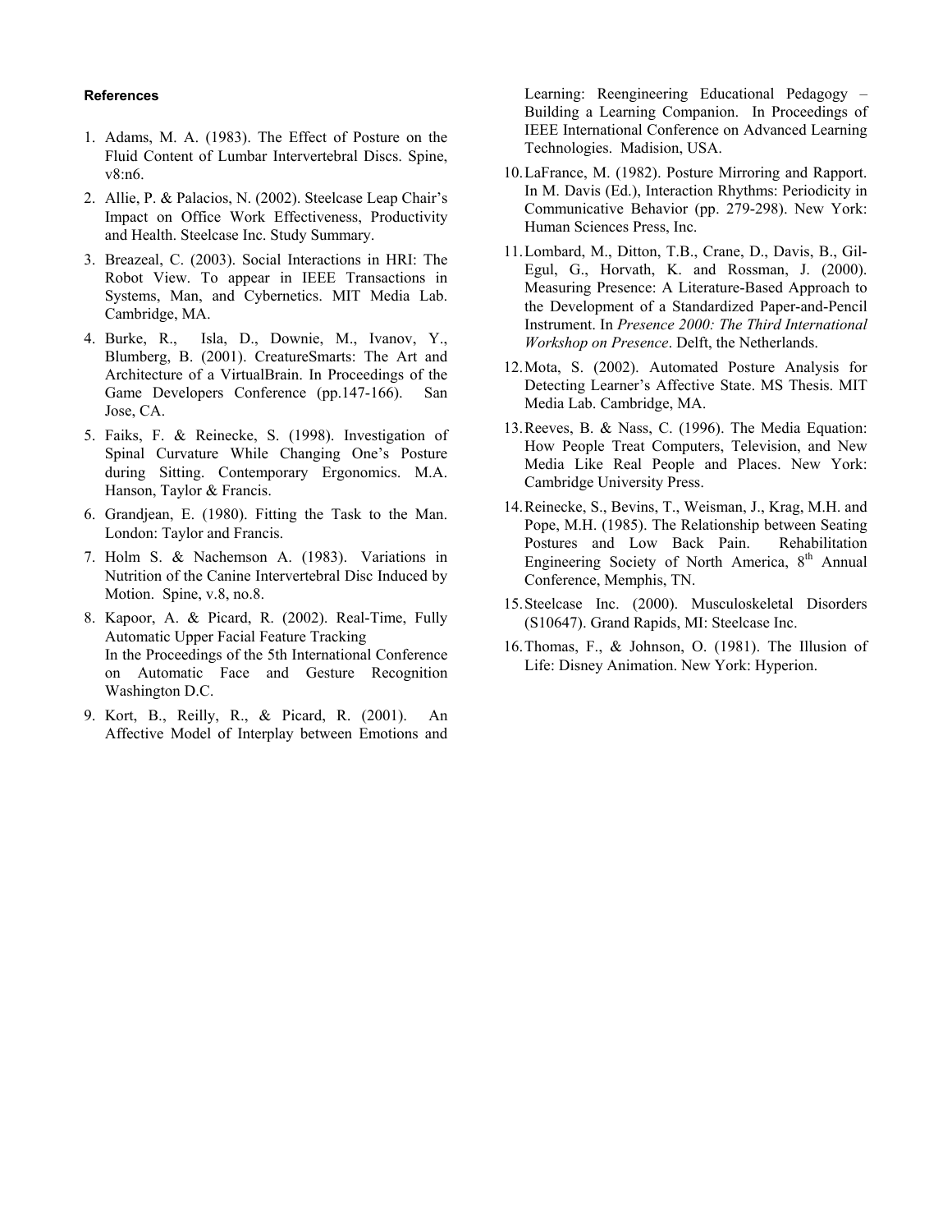**References**

1. Adams, M. A. (1983). The Effect of Posture on the Fluid Content of Lumbar Intervertebral Discs. Spine, v8:n6.
2. Allie, P. & Palacios, N. (2002). Steelcase Leap Chair's Impact on Office Work Effectiveness, Productivity and Health. Steelcase Inc. Study Summary.
3. Breazeal, C. (2003). Social Interactions in HRI: The Robot View. To appear in IEEE Transactions in Systems, Man, and Cybernetics. MIT Media Lab. Cambridge, MA.
4. Burke, R., Isla, D., Downie, M., Ivanov, Y., Blumberg, B. (2001). CreatureSmarts: The Art and Architecture of a VirtualBrain. In Proceedings of the Game Developers Conference (pp.147-166). San Jose, CA.
5. Faiks, F. & Reinecke, S. (1998). Investigation of Spinal Curvature While Changing One's Posture during Sitting. Contemporary Ergonomics. M.A. Hanson, Taylor & Francis.
6. Grandjean, E. (1980). Fitting the Task to the Man. London: Taylor and Francis.
7. Holm S. & Nachemson A. (1983). Variations in Nutrition of the Canine Intervertebral Disc Induced by Motion. Spine, v.8, no.8.
8. Kapoor, A. & Picard, R. (2002). Real-Time, Fully Automatic Upper Facial Feature Tracking In the Proceedings of the 5th International Conference on Automatic Face and Gesture Recognition Washington D.C.
9. Kort, B., Reilly, R., & Picard, R. (2001). An Affective Model of Interplay between Emotions and Learning: Reengineering Educational Pedagogy – Building a Learning Companion. In Proceedings of IEEE International Conference on Advanced Learning Technologies. Madision, USA.
10. LaFrance, M. (1982). Posture Mirroring and Rapport. In M. Davis (Ed.), Interaction Rhythms: Periodicity in Communicative Behavior (pp. 279-298). New York: Human Sciences Press, Inc.
11. Lombard, M., Ditton, T.B., Crane, D., Davis, B., Gil-Egul, G., Horvath, K. and Rossman, J. (2000). Measuring Presence: A Literature-Based Approach to the Development of a Standardized Paper-and-Pencil Instrument. In *Presence 2000: The Third International Workshop on Presence*. Delft, the Netherlands.
12. Mota, S. (2002). Automated Posture Analysis for Detecting Learner's Affective State. MS Thesis. MIT Media Lab. Cambridge, MA.
13. Reeves, B. & Nass, C. (1996). The Media Equation: How People Treat Computers, Television, and New Media Like Real People and Places. New York: Cambridge University Press.
14. Reinecke, S., Bevins, T., Weisman, J., Krag, M.H. and Pope, M.H. (1985). The Relationship between Seating Postures and Low Back Pain. Rehabilitation Engineering Society of North America, 8th Annual Conference, Memphis, TN.
15. Steelcase Inc. (2000). Musculoskeletal Disorders (S10647). Grand Rapids, MI: Steelcase Inc.
16. Thomas, F., & Johnson, O. (1981). The Illusion of Life: Disney Animation. New York: Hyperion.